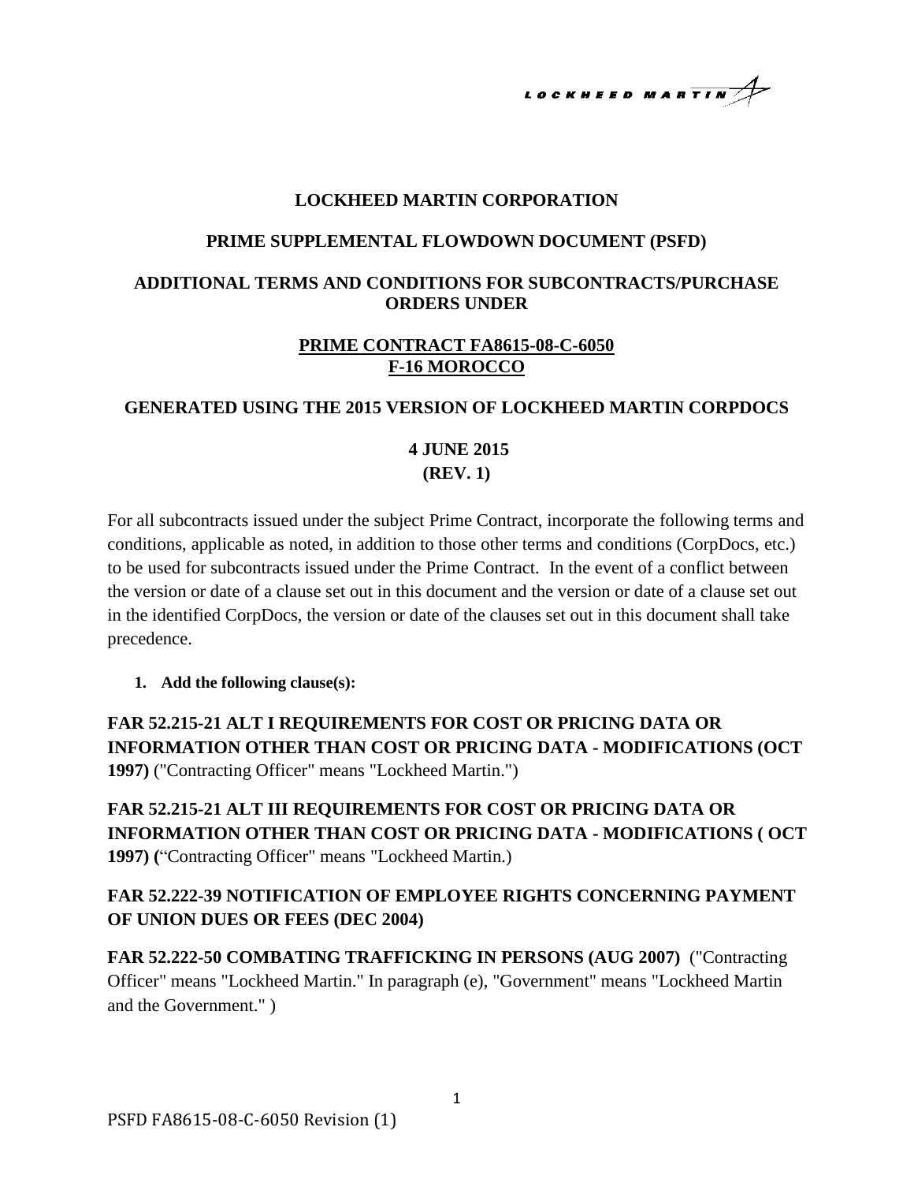# LOCKHEED MARTIN CORPORATION

## PRIME SUPPLEMENTAL FLOWDOWN DOCUMENT (PSFD)

## ADDITIONAL TERMS AND CONDITIONS FOR SUBCONTRACTS/PURCHASE ORDERS UNDER

## PRIME CONTRACT FA8615-08-C-6050 F-16 MOROCCO

## GENERATED USING THE 2015 VERSION OF LOCKHEED MARTIN CORPDOCS

**4 JUNE 2015**
**(REV. 1)**

For all subcontracts issued under the subject Prime Contract, incorporate the following terms and conditions, applicable as noted, in addition to those other terms and conditions (CorpDocs, etc.) to be used for subcontracts issued under the Prime Contract. In the event of a conflict between the version or date of a clause set out in this document and the version or date of a clause set out in the identified CorpDocs, the version or date of the clauses set out in this document shall take precedence.

1. **Add the following clause(s):**

**FAR 52.215-21 ALT I REQUIREMENTS FOR COST OR PRICING DATA OR INFORMATION OTHER THAN COST OR PRICING DATA - MODIFICATIONS (OCT 1997)** ("Contracting Officer" means "Lockheed Martin.")

**FAR 52.215-21 ALT III REQUIREMENTS FOR COST OR PRICING DATA OR INFORMATION OTHER THAN COST OR PRICING DATA - MODIFICATIONS ( OCT 1997) (**"Contracting Officer" means "Lockheed Martin.)

**FAR 52.222-39 NOTIFICATION OF EMPLOYEE RIGHTS CONCERNING PAYMENT OF UNION DUES OR FEES (DEC 2004)**

**FAR 52.222-50 COMBATING TRAFFICKING IN PERSONS (AUG 2007)** ("Contracting Officer" means "Lockheed Martin." In paragraph (e), "Government" means "Lockheed Martin and the Government." )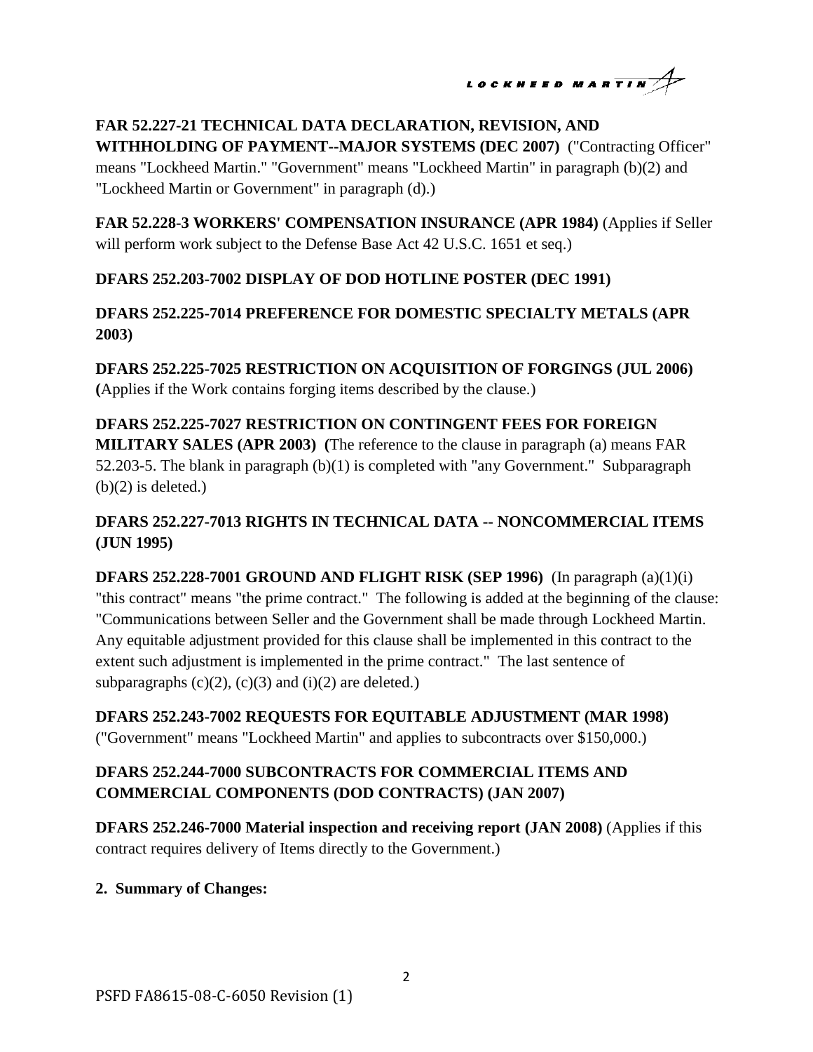**FAR 52.227-21 TECHNICAL DATA DECLARATION, REVISION, AND WITHHOLDING OF PAYMENT--MAJOR SYSTEMS (DEC 2007)** ("Contracting Officer" means "Lockheed Martin." "Government" means "Lockheed Martin" in paragraph (b)(2) and "Lockheed Martin or Government" in paragraph (d).)

**FAR 52.228-3 WORKERS' COMPENSATION INSURANCE (APR 1984)** (Applies if Seller will perform work subject to the Defense Base Act 42 U.S.C. 1651 et seq.)

**DFARS 252.203-7002 DISPLAY OF DOD HOTLINE POSTER (DEC 1991)**

**DFARS 252.225-7014 PREFERENCE FOR DOMESTIC SPECIALTY METALS (APR 2003)**

**DFARS 252.225-7025 RESTRICTION ON ACQUISITION OF FORGINGS (JUL 2006) (**Applies if the Work contains forging items described by the clause.)

**DFARS 252.225-7027 RESTRICTION ON CONTINGENT FEES FOR FOREIGN MILITARY SALES (APR 2003) (**The reference to the clause in paragraph (a) means FAR 52.203-5. The blank in paragraph (b)(1) is completed with "any Government." Subparagraph (b)(2) is deleted.)

**DFARS 252.227-7013 RIGHTS IN TECHNICAL DATA -- NONCOMMERCIAL ITEMS (JUN 1995)**

**DFARS 252.228-7001 GROUND AND FLIGHT RISK (SEP 1996)** (In paragraph (a)(1)(i) "this contract" means "the prime contract." The following is added at the beginning of the clause: "Communications between Seller and the Government shall be made through Lockheed Martin. Any equitable adjustment provided for this clause shall be implemented in this contract to the extent such adjustment is implemented in the prime contract." The last sentence of subparagraphs (c)(2), (c)(3) and (i)(2) are deleted.)

**DFARS 252.243-7002 REQUESTS FOR EQUITABLE ADJUSTMENT (MAR 1998)** ("Government" means "Lockheed Martin" and applies to subcontracts over $150,000.)

**DFARS 252.244-7000 SUBCONTRACTS FOR COMMERCIAL ITEMS AND COMMERCIAL COMPONENTS (DOD CONTRACTS) (JAN 2007)**

**DFARS 252.246-7000 Material inspection and receiving report (JAN 2008)** (Applies if this contract requires delivery of Items directly to the Government.)

**2. Summary of Changes:**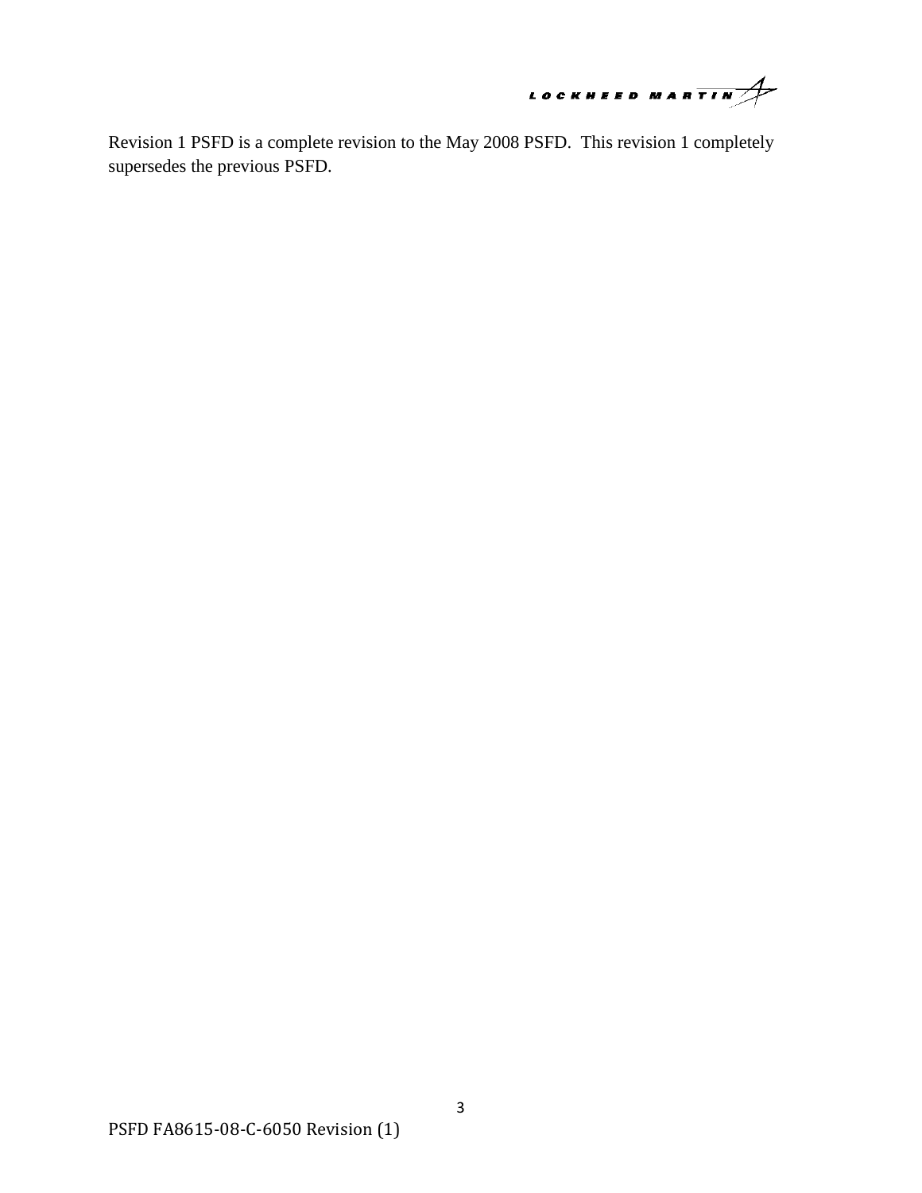Revision 1 PSFD is a complete revision to the May 2008 PSFD. This revision 1 completely supersedes the previous PSFD.